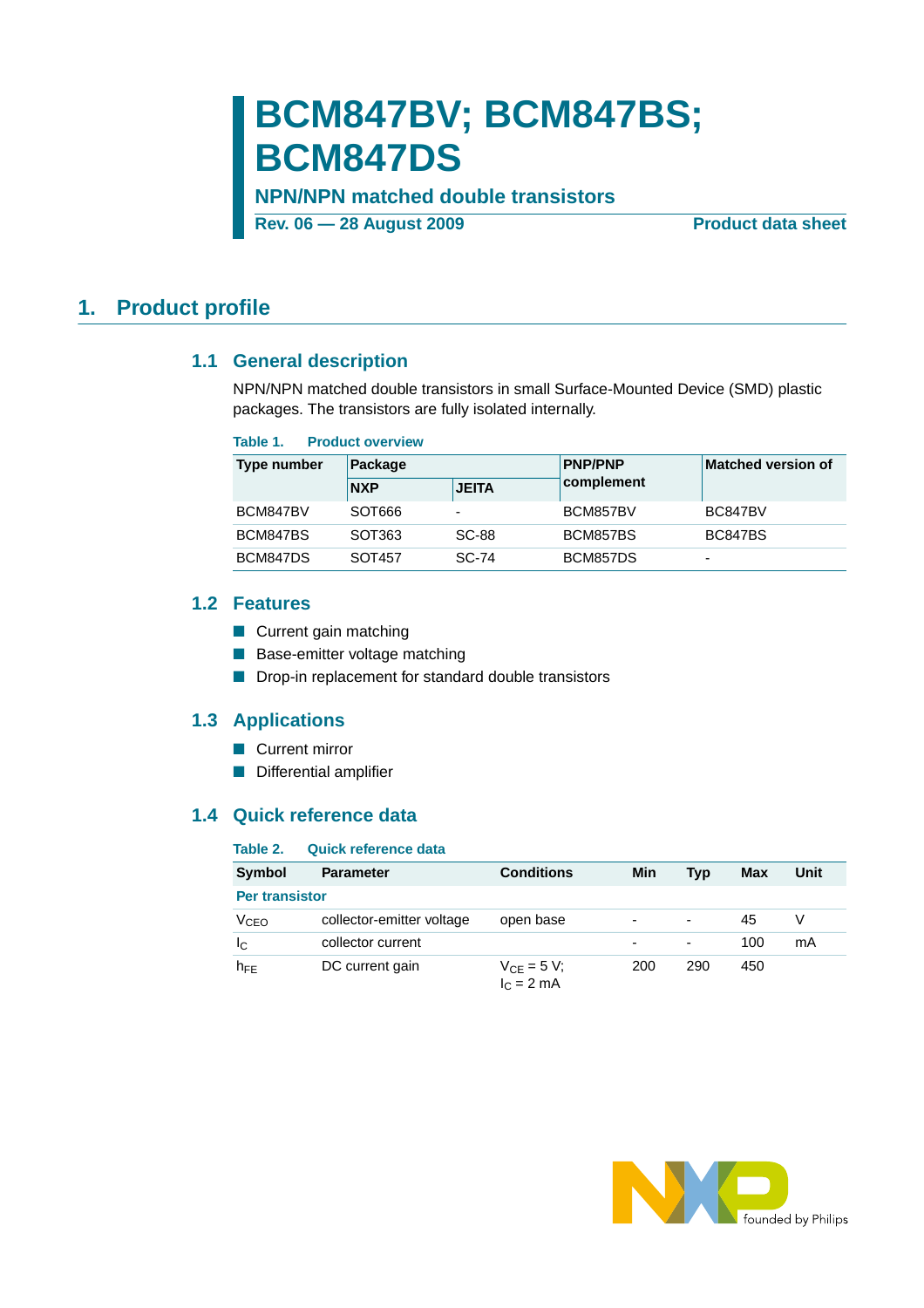# BCM847BV; BCM847BS; BCM847DS

**NPN/NPN matched double transistors**

**Rev. 06 — 28 August 2009** **Product data sheet**

## 1. Product profile

### 1.1 General description

NPN/NPN matched double transistors in small Surface-Mounted Device (SMD) plastic packages. The transistors are fully isolated internally.

**Table 1. Product overview**

| Type number | Package | | PNP/PNP complement | Matched version of |
|---|---|---|---|---|
| | NXP | JEITA | | |
| BCM847BV | SOT666 | - | BCM857BV | BC847BV |
| BCM847BS | SOT363 | SC-88 | BCM857BS | BC847BS |
| BCM847DS | SOT457 | SC-74 | BCM857DS | - |

### 1.2 Features

- Current gain matching
- Base-emitter voltage matching
- Drop-in replacement for standard double transistors

### 1.3 Applications

- Current mirror
- Differential amplifier

### 1.4 Quick reference data

**Table 2. Quick reference data**

| Symbol | Parameter | Conditions | Min | Typ | Max | Unit |
|---|---|---|---|---|---|---|
| **Per transistor** | | | | | | |
| $V_{CEO}$ | collector-emitter voltage | open base | - | - | 45 | V |
| $I_C$ | collector current | | - | - | 100 | mA |
| $h_{FE}$ | DC current gain | $V_{CE} = 5$ V; $I_C = 2$ mA | 200 | 290 | 450 | |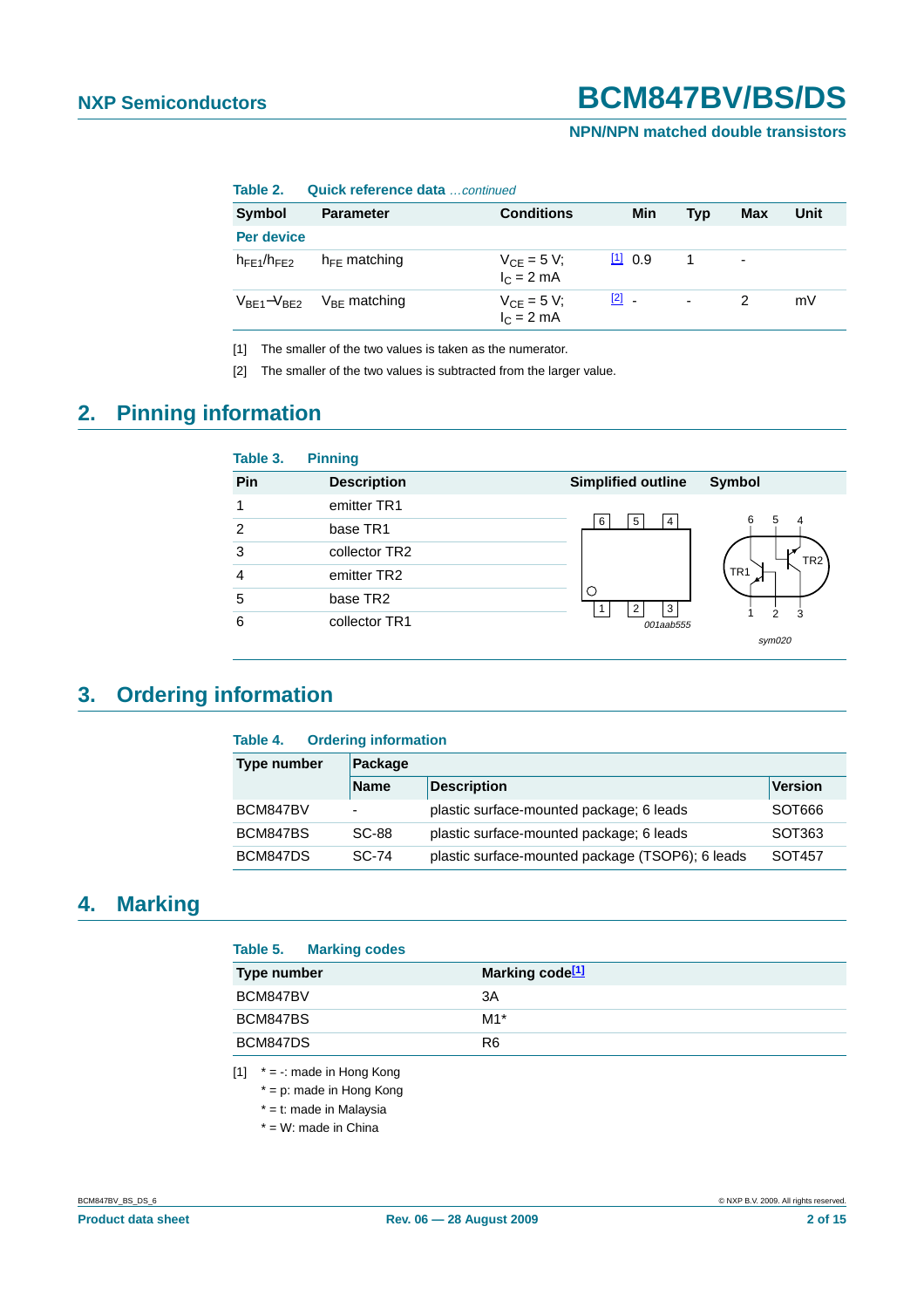**Table 2. Quick reference data** *...continued*

| Symbol | Parameter | Conditions | | Min | Typ | Max | Unit |
|---|---|---|---|---|---|---|---|
| **Per device** | | | | | | | |
| $h_{FE1}/h_{FE2}$ | $h_{FE}$ matching | $V_{CE}$ = 5 V; $I_C$ = 2 mA | [1] | 0.9 | 1 | - | |
| $V_{BE1}-V_{BE2}$ | $V_{BE}$ matching | $V_{CE}$ = 5 V; $I_C$ = 2 mA | [2] | - | - | 2 | mV |

[1] The smaller of the two values is taken as the numerator.

[2] The smaller of the two values is subtracted from the larger value.

## 2. Pinning information

**Table 3. Pinning**

| Pin | Description | Simplified outline | Symbol |
|---|---|---|---|
| 1 | emitter TR1 | | |
| 2 | base TR1 | | |
| 3 | collector TR2 | | |
| 4 | emitter TR2 | | |
| 5 | base TR2 | | |
| 6 | collector TR1 | | |

001aab555

sym020

## 3. Ordering information

**Table 4. Ordering information**

| Type number | Package | | |
|---|---|---|---|
| | Name | Description | Version |
| BCM847BV | - | plastic surface-mounted package; 6 leads | SOT666 |
| BCM847BS | SC-88 | plastic surface-mounted package; 6 leads | SOT363 |
| BCM847DS | SC-74 | plastic surface-mounted package (TSOP6); 6 leads | SOT457 |

## 4. Marking

**Table 5. Marking codes**

| Type number | Marking code[1] |
|---|---|
| BCM847BV | 3A |
| BCM847BS | M1* |
| BCM847DS | R6 |

[1] * = -: made in Hong Kong
* = p: made in Hong Kong
* = t: made in Malaysia
* = W: made in China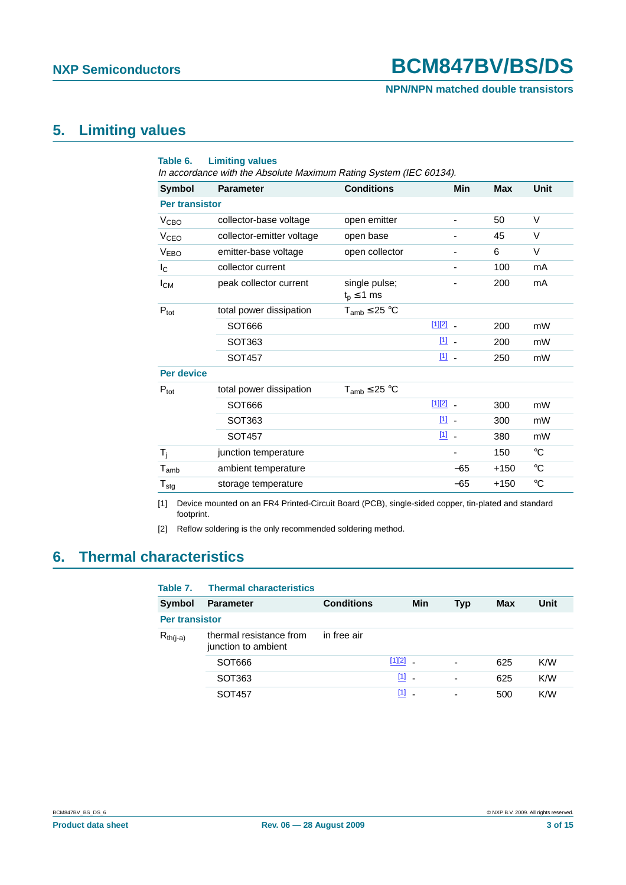## 5. Limiting values

**Table 6. Limiting values**

*In accordance with the Absolute Maximum Rating System (IEC 60134).*

| Symbol | Parameter | Conditions | | Min | Max | Unit |
|---|---|---|---|---|---|---|
| **Per transistor** | | | | | | |
| $V_{CBO}$ | collector-base voltage | open emitter | | - | 50 | V |
| $V_{CEO}$ | collector-emitter voltage | open base | | - | 45 | V |
| $V_{EBO}$ | emitter-base voltage | open collector | | - | 6 | V |
| $I_C$ | collector current | | | - | 100 | mA |
| $I_{CM}$ | peak collector current | single pulse; $t_p \leq 1$ ms | | - | 200 | mA |
| $P_{tot}$ | total power dissipation | $T_{amb} \leq 25$ °C | | | | |
| | SOT666 | | [1][2] | - | 200 | mW |
| | SOT363 | | [1] | - | 200 | mW |
| | SOT457 | | [1] | - | 250 | mW |
| **Per device** | | | | | | |
| $P_{tot}$ | total power dissipation | $T_{amb} \leq 25$ °C | | | | |
| | SOT666 | | [1][2] | - | 300 | mW |
| | SOT363 | | [1] | - | 300 | mW |
| | SOT457 | | [1] | - | 380 | mW |
| $T_j$ | junction temperature | | | - | 150 | °C |
| $T_{amb}$ | ambient temperature | | | −65 | +150 | °C |
| $T_{stg}$ | storage temperature | | | −65 | +150 | °C |

[1] Device mounted on an FR4 Printed-Circuit Board (PCB), single-sided copper, tin-plated and standard footprint.

[2] Reflow soldering is the only recommended soldering method.

## 6. Thermal characteristics

**Table 7. Thermal characteristics**

| Symbol | Parameter | Conditions | | Min | Typ | Max | Unit |
|---|---|---|---|---|---|---|---|
| **Per transistor** | | | | | | | |
| $R_{th(j-a)}$ | thermal resistance from junction to ambient | in free air | | | | | |
| | SOT666 | | [1][2] | - | - | 625 | K/W |
| | SOT363 | | [1] | - | - | 625 | K/W |
| | SOT457 | | [1] | - | - | 500 | K/W |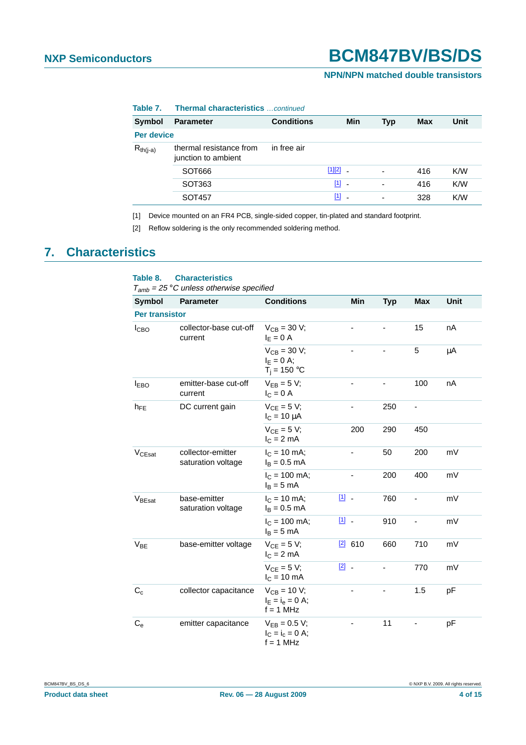**Table 7. Thermal characteristics** *...continued*

| Symbol | Parameter | Conditions | | Min | Typ | Max | Unit |
|---|---|---|---|---|---|---|---|
| **Per device** | | | | | | | |
| $R_{th(j-a)}$ | thermal resistance from junction to ambient | in free air | | | | | |
| | SOT666 | | [1][2] | - | - | 416 | K/W |
| | SOT363 | | [1] | - | - | 416 | K/W |
| | SOT457 | | [1] | - | - | 328 | K/W |

[1] Device mounted on an FR4 PCB, single-sided copper, tin-plated and standard footprint.

[2] Reflow soldering is the only recommended soldering method.

## 7. Characteristics

**Table 8. Characteristics**

*$T_{amb}$ = 25 °C unless otherwise specified*

| Symbol | Parameter | Conditions | | Min | Typ | Max | Unit |
|---|---|---|---|---|---|---|---|
| **Per transistor** | | | | | | | |
| $I_{CBO}$ | collector-base cut-off current | $V_{CB}$ = 30 V; $I_E$ = 0 A | | - | - | 15 | nA |
| | | $V_{CB}$ = 30 V; $I_E$ = 0 A; $T_j$ = 150 °C | | - | - | 5 | µA |
| $I_{EBO}$ | emitter-base cut-off current | $V_{EB}$ = 5 V; $I_C$ = 0 A | | - | - | 100 | nA |
| $h_{FE}$ | DC current gain | $V_{CE}$ = 5 V; $I_C$ = 10 µA | | - | 250 | - | |
| | | $V_{CE}$ = 5 V; $I_C$ = 2 mA | | 200 | 290 | 450 | |
| $V_{CEsat}$ | collector-emitter saturation voltage | $I_C$ = 10 mA; $I_B$ = 0.5 mA | | - | 50 | 200 | mV |
| | | $I_C$ = 100 mA; $I_B$ = 5 mA | | - | 200 | 400 | mV |
| $V_{BEsat}$ | base-emitter saturation voltage | $I_C$ = 10 mA; $I_B$ = 0.5 mA | [1] | - | 760 | - | mV |
| | | $I_C$ = 100 mA; $I_B$ = 5 mA | [1] | - | 910 | - | mV |
| $V_{BE}$ | base-emitter voltage | $V_{CE}$ = 5 V; $I_C$ = 2 mA | [2] | 610 | 660 | 710 | mV |
| | | $V_{CE}$ = 5 V; $I_C$ = 10 mA | [2] | - | - | 770 | mV |
| $C_c$ | collector capacitance | $V_{CB}$ = 10 V; $I_E$ = $i_e$ = 0 A; f = 1 MHz | | - | - | 1.5 | pF |
| $C_e$ | emitter capacitance | $V_{EB}$ = 0.5 V; $I_C$ = $i_c$ = 0 A; f = 1 MHz | | - | 11 | - | pF |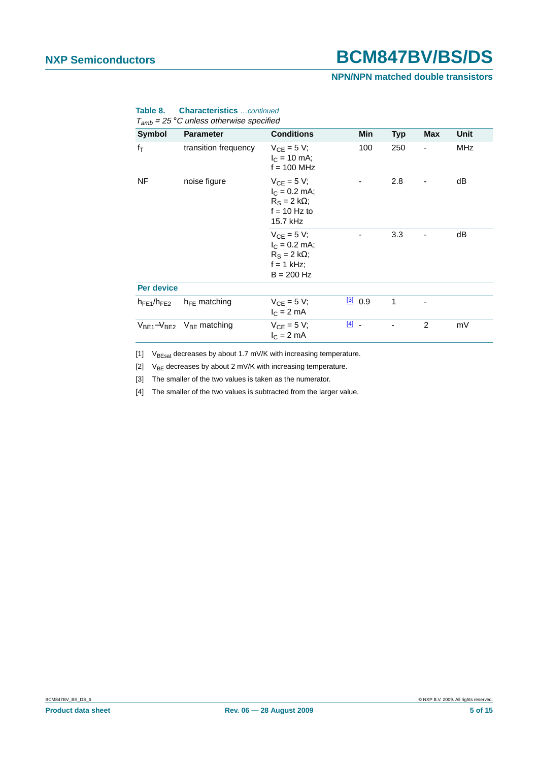**Table 8. Characteristics** *...continued*

*$T_{amb}$ = 25 °C unless otherwise specified*

| Symbol | Parameter | Conditions | Min | Typ | Max | Unit |
|---|---|---|---|---|---|---|
| $f_T$ | transition frequency | $V_{CE}$ = 5 V; $I_C$ = 10 mA; f = 100 MHz | 100 | 250 | - | MHz |
| NF | noise figure | $V_{CE}$ = 5 V; $I_C$ = 0.2 mA; $R_S$ = 2 kΩ; f = 10 Hz to 15.7 kHz | - | 2.8 | - | dB |
| | | $V_{CE}$ = 5 V; $I_C$ = 0.2 mA; $R_S$ = 2 kΩ; f = 1 kHz; B = 200 Hz | - | 3.3 | - | dB |
| **Per device** | | | | | | |
| $h_{FE1}/h_{FE2}$ | $h_{FE}$ matching | $V_{CE}$ = 5 V; $I_C$ = 2 mA | [3] 0.9 | 1 | - | |
| $V_{BE1}-V_{BE2}$ | $V_{BE}$ matching | $V_{CE}$ = 5 V; $I_C$ = 2 mA | [4] - | - | 2 | mV |

[1] $V_{BEsat}$ decreases by about 1.7 mV/K with increasing temperature.

[2] $V_{BE}$ decreases by about 2 mV/K with increasing temperature.

[3] The smaller of the two values is taken as the numerator.

[4] The smaller of the two values is subtracted from the larger value.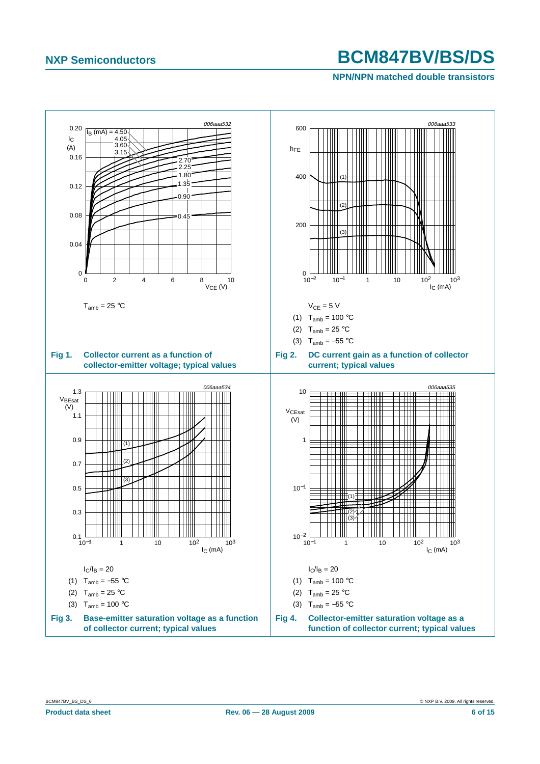$T_{amb} = 25\ °C$

**Fig 1. Collector current as a function of collector-emitter voltage; typical values**

$V_{CE} = 5\ V$

(1) $T_{amb} = 100\ °C$

(2) $T_{amb} = 25\ °C$

(3) $T_{amb} = -55\ °C$

**Fig 2. DC current gain as a function of collector current; typical values**

$I_C/I_B = 20$

(1) $T_{amb} = -55\ °C$

(2) $T_{amb} = 25\ °C$

(3) $T_{amb} = 100\ °C$

**Fig 3. Base-emitter saturation voltage as a function of collector current; typical values**

$I_C/I_B = 20$

(1) $T_{amb} = 100\ °C$

(2) $T_{amb} = 25\ °C$

(3) $T_{amb} = -55\ °C$

**Fig 4. Collector-emitter saturation voltage as a function of collector current; typical values**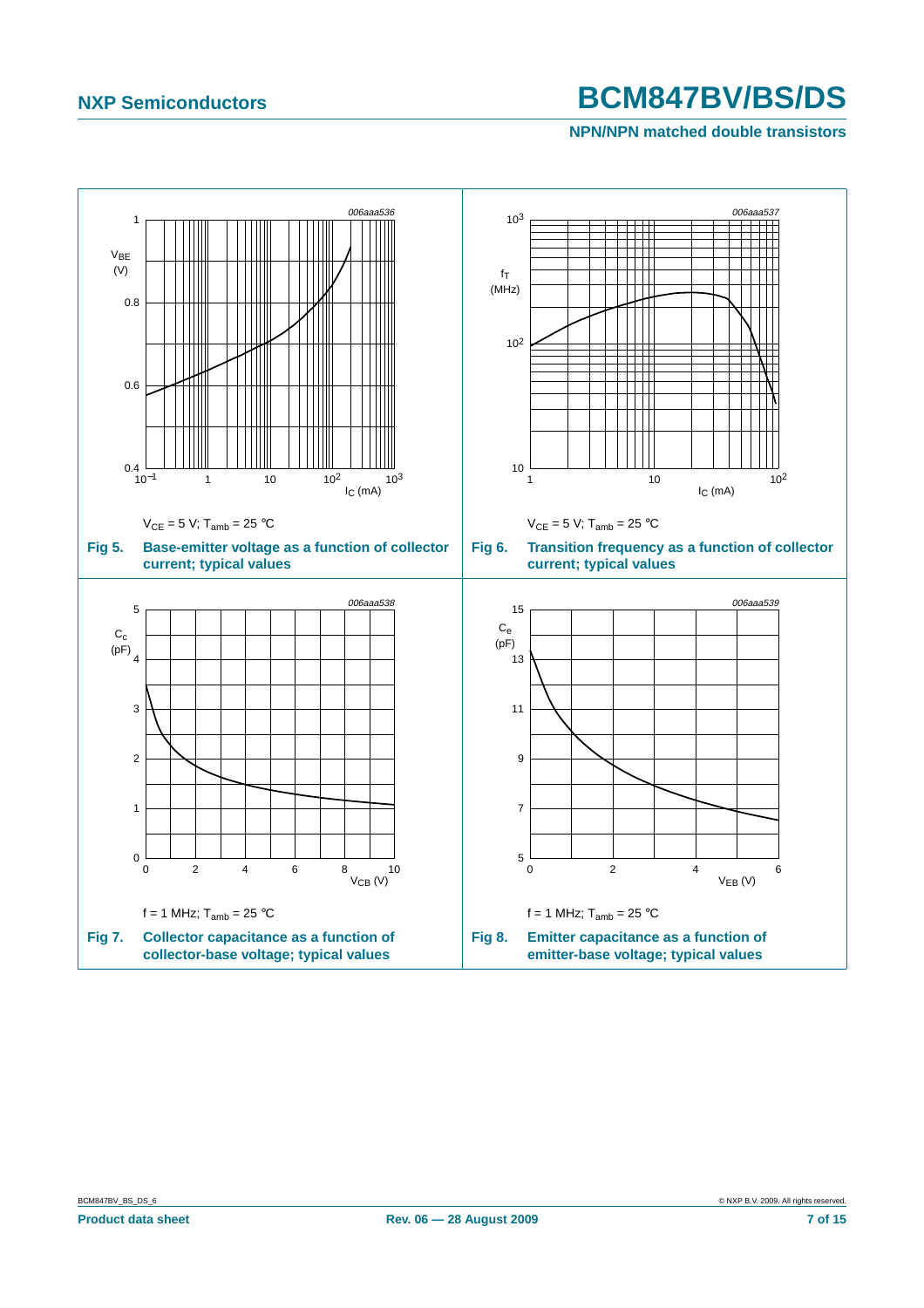$V_{CE}$ = 5 V; $T_{amb}$ = 25 °C

**Fig 5. Base-emitter voltage as a function of collector current; typical values**

$V_{CE}$ = 5 V; $T_{amb}$ = 25 °C

**Fig 6. Transition frequency as a function of collector current; typical values**

f = 1 MHz; $T_{amb}$ = 25 °C

**Fig 7. Collector capacitance as a function of collector-base voltage; typical values**

f = 1 MHz; $T_{amb}$ = 25 °C

**Fig 8. Emitter capacitance as a function of emitter-base voltage; typical values**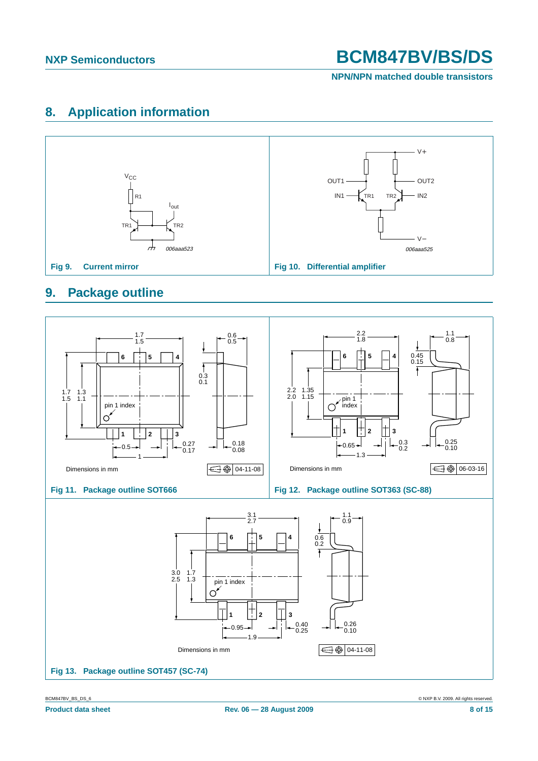## 8. Application information

Fig 9. Current mirror

Fig 10. Differential amplifier

## 9. Package outline

Fig 11. Package outline SOT666

Fig 12. Package outline SOT363 (SC-88)

Fig 13. Package outline SOT457 (SC-74)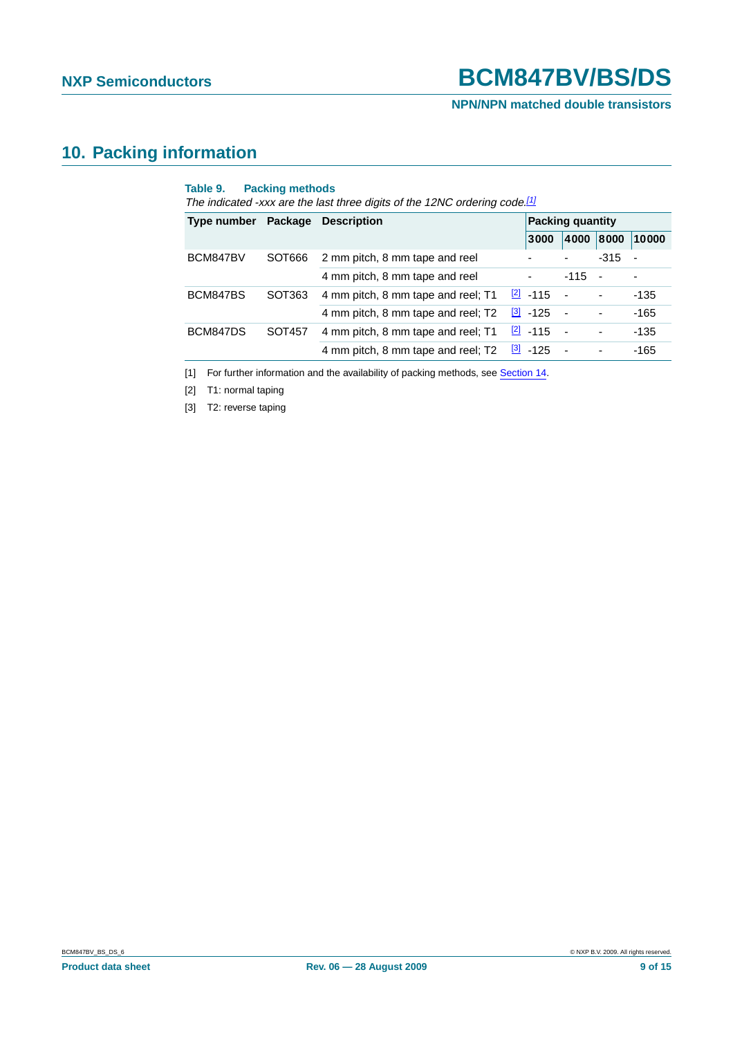## 10. Packing information

**Table 9. Packing methods**

*The indicated -xxx are the last three digits of the 12NC ordering code.*[1]

| Type number | Package | Description | | Packing quantity | | | |
|---|---|---|---|---|---|---|---|
| | | | | 3000 | 4000 | 8000 | 10000 |
| BCM847BV | SOT666 | 2 mm pitch, 8 mm tape and reel | | - | - | -315 | - |
| | | 4 mm pitch, 8 mm tape and reel | | - | -115 | - | - |
| BCM847BS | SOT363 | 4 mm pitch, 8 mm tape and reel; T1 | [2] | -115 | - | - | -135 |
| | | 4 mm pitch, 8 mm tape and reel; T2 | [3] | -125 | - | - | -165 |
| BCM847DS | SOT457 | 4 mm pitch, 8 mm tape and reel; T1 | [2] | -115 | - | - | -135 |
| | | 4 mm pitch, 8 mm tape and reel; T2 | [3] | -125 | - | - | -165 |

[1] For further information and the availability of packing methods, see Section 14.

[2] T1: normal taping

[3] T2: reverse taping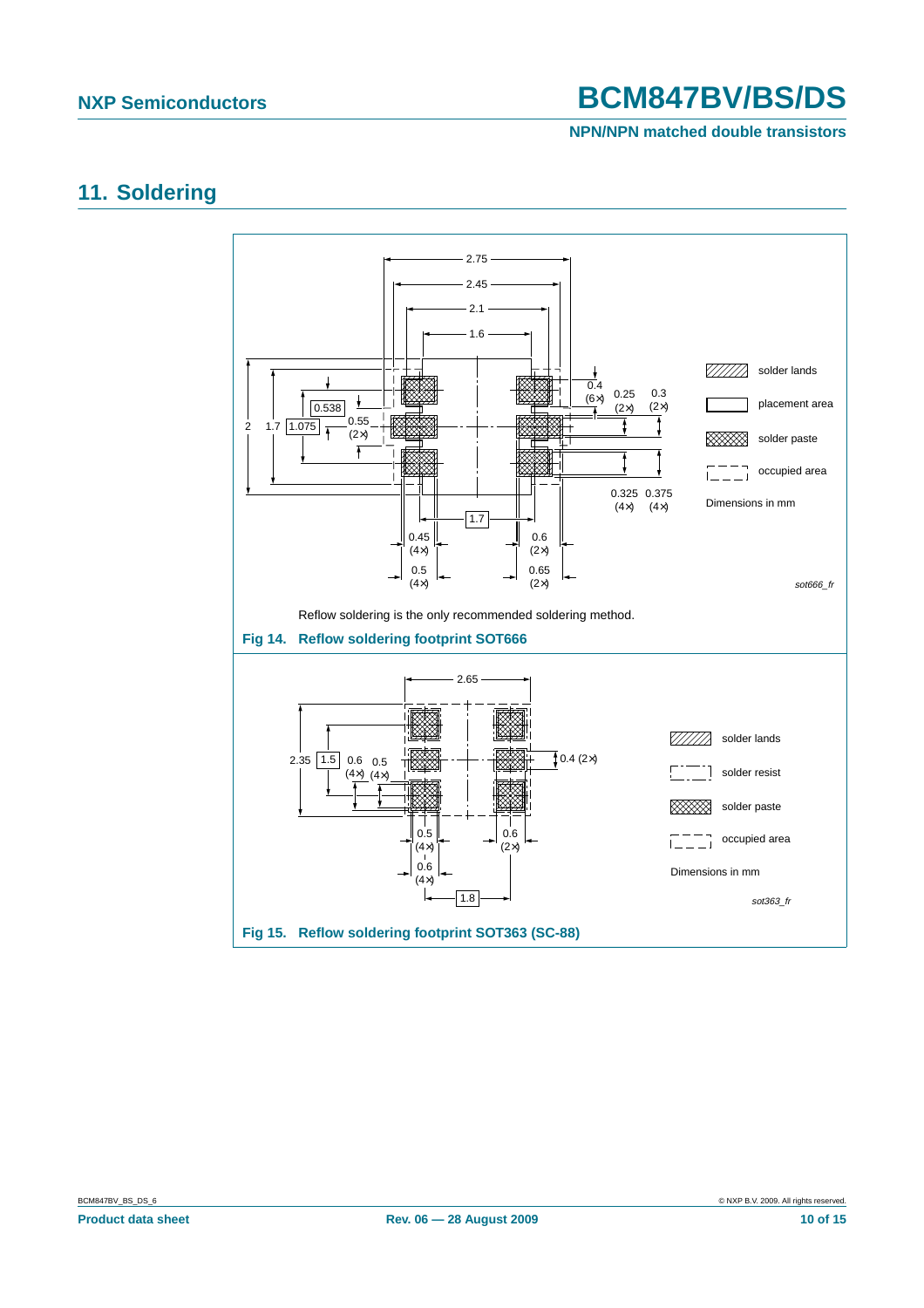## 11. Soldering

Reflow soldering is the only recommended soldering method.

**Fig 14. Reflow soldering footprint SOT666**

**Fig 15. Reflow soldering footprint SOT363 (SC-88)**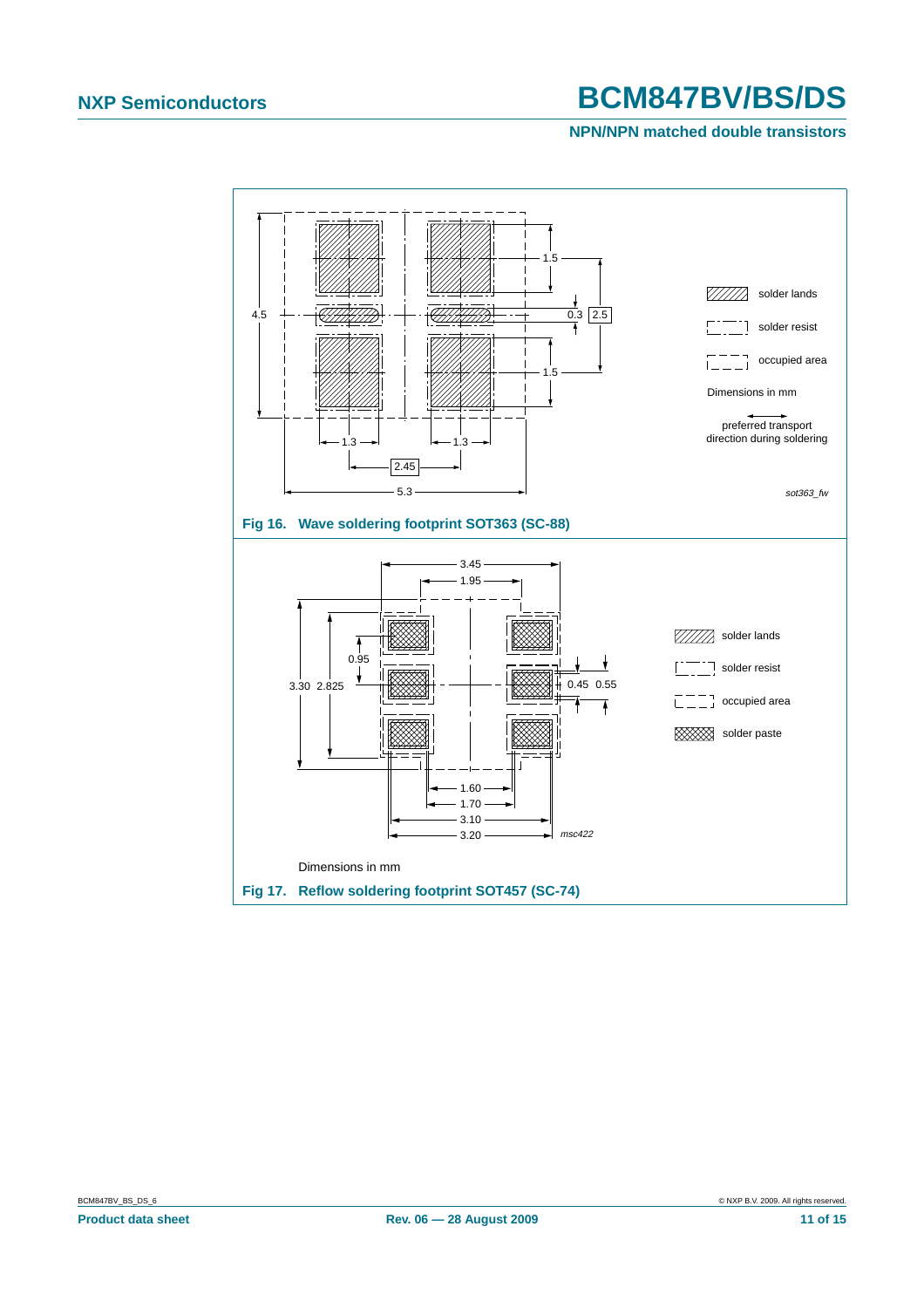Fig 16. Wave soldering footprint SOT363 (SC-88)

Fig 17. Reflow soldering footprint SOT457 (SC-74)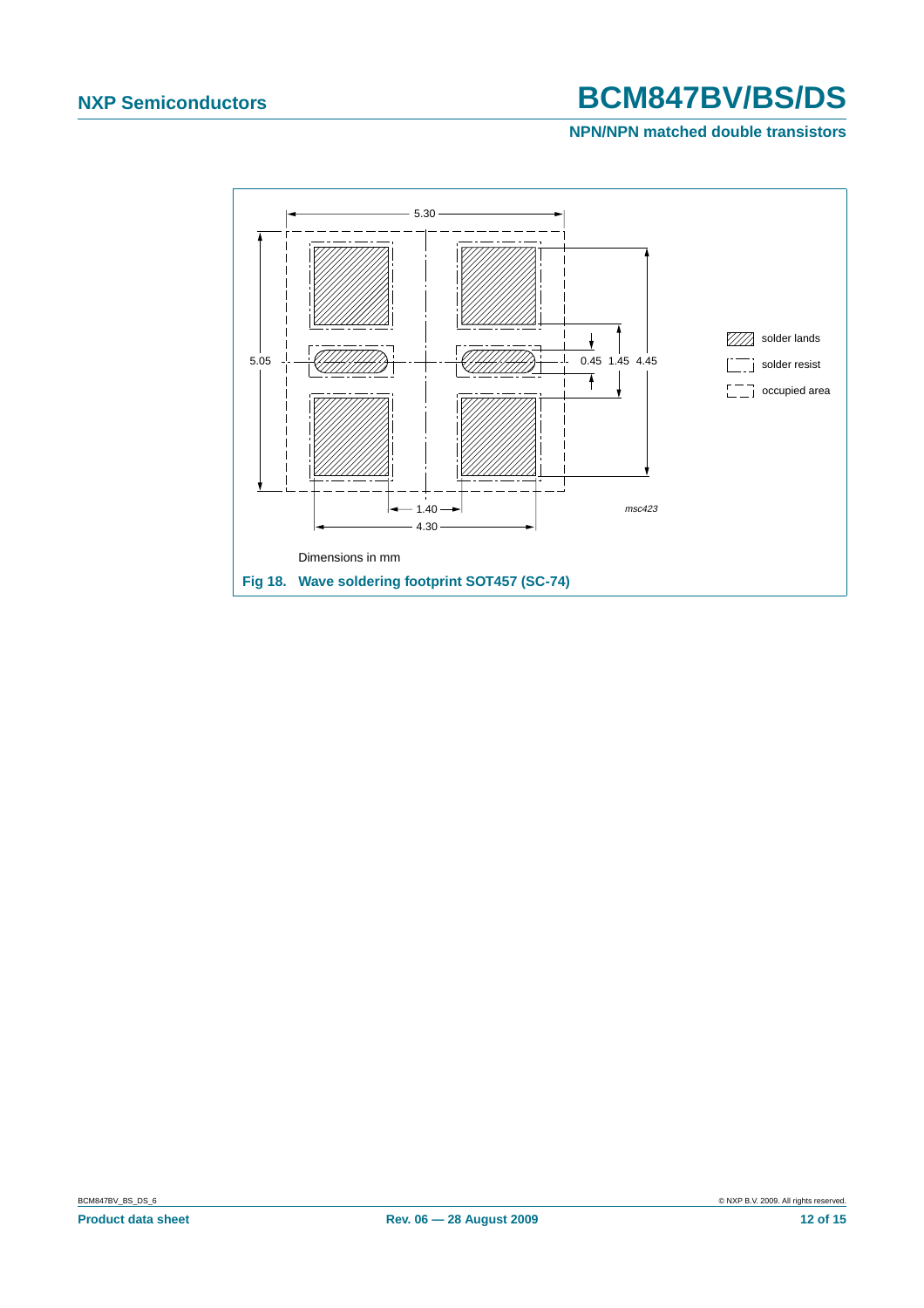Dimensions in mm

**Fig 18. Wave soldering footprint SOT457 (SC-74)**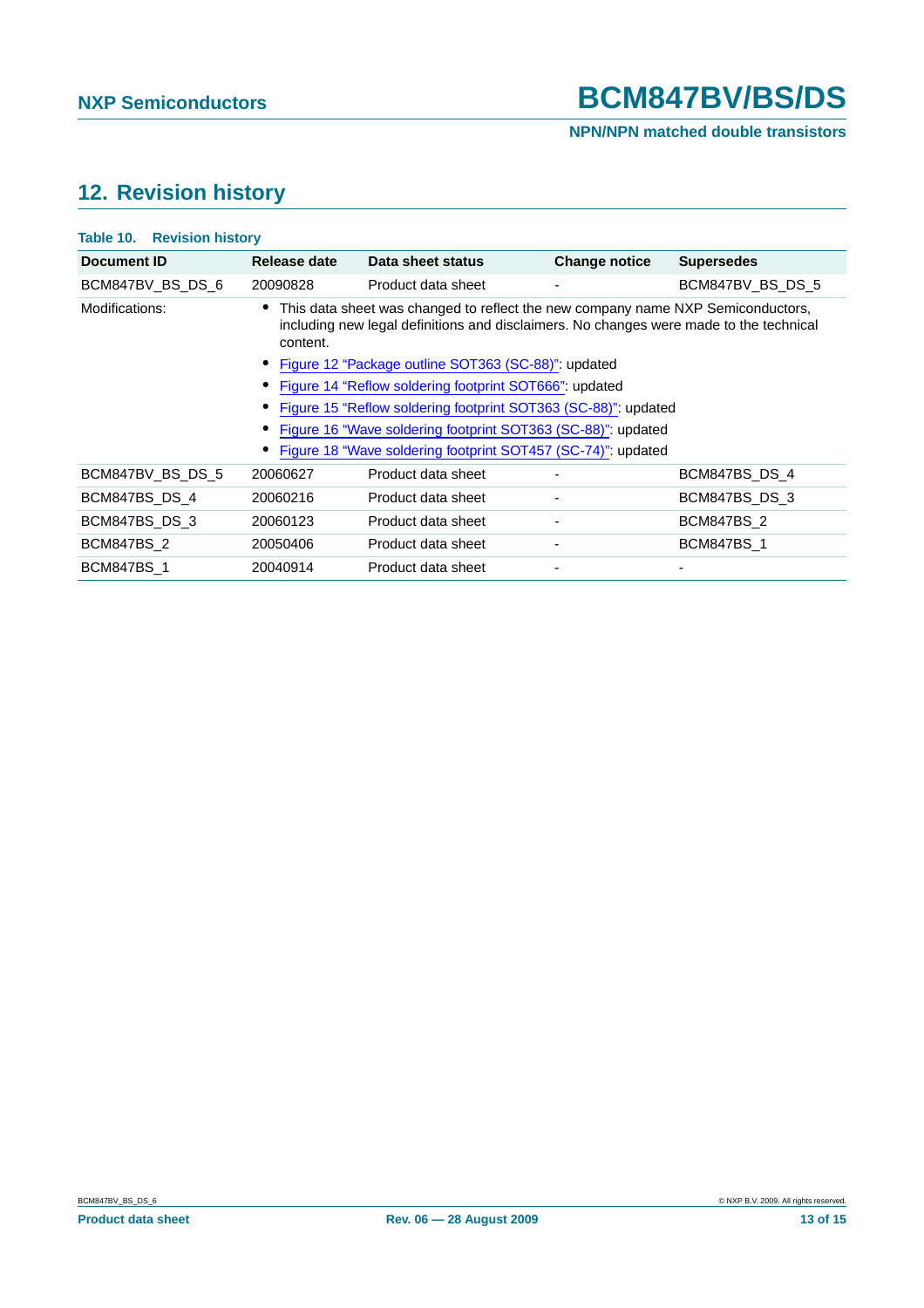## 12. Revision history

**Table 10. Revision history**

| Document ID | Release date | Data sheet status | Change notice | Supersedes |
|---|---|---|---|---|
| BCM847BV_BS_DS_6 | 20090828 | Product data sheet | - | BCM847BV_BS_DS_5 |
| Modifications: | • This data sheet was changed to reflect the new company name NXP Semiconductors, including new legal definitions and disclaimers. No changes were made to the technical content. <br> • Figure 12 "Package outline SOT363 (SC-88)": updated <br> • Figure 14 "Reflow soldering footprint SOT666": updated <br> • Figure 15 "Reflow soldering footprint SOT363 (SC-88)": updated <br> • Figure 16 "Wave soldering footprint SOT363 (SC-88)": updated <br> • Figure 18 "Wave soldering footprint SOT457 (SC-74)": updated | | | |
| BCM847BV_BS_DS_5 | 20060627 | Product data sheet | - | BCM847BS_DS_4 |
| BCM847BS_DS_4 | 20060216 | Product data sheet | - | BCM847BS_DS_3 |
| BCM847BS_DS_3 | 20060123 | Product data sheet | - | BCM847BS_2 |
| BCM847BS_2 | 20050406 | Product data sheet | - | BCM847BS_1 |
| BCM847BS_1 | 20040914 | Product data sheet | - | - |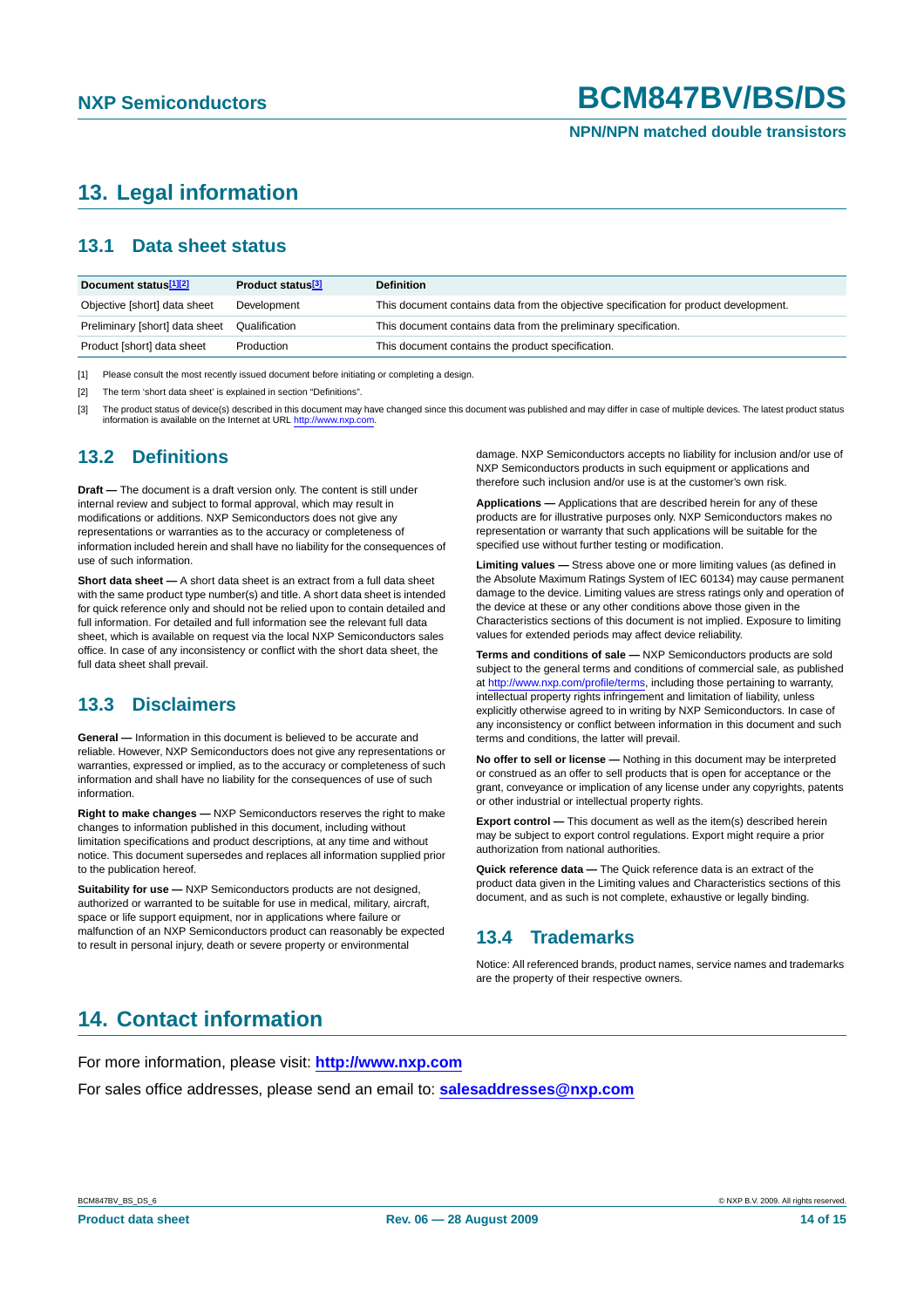## 13. Legal information

### 13.1 Data sheet status

| Document status[1][2] | Product status[3] | Definition |
|---|---|---|
| Objective [short] data sheet | Development | This document contains data from the objective specification for product development. |
| Preliminary [short] data sheet | Qualification | This document contains data from the preliminary specification. |
| Product [short] data sheet | Production | This document contains the product specification. |

[1] Please consult the most recently issued document before initiating or completing a design.

[2] The term 'short data sheet' is explained in section "Definitions".

[3] The product status of device(s) described in this document may have changed since this document was published and may differ in case of multiple devices. The latest product status information is available on the Internet at URL http://www.nxp.com.

### 13.2 Definitions

**Draft —** The document is a draft version only. The content is still under internal review and subject to formal approval, which may result in modifications or additions. NXP Semiconductors does not give any representations or warranties as to the accuracy or completeness of information included herein and shall have no liability for the consequences of use of such information.

**Short data sheet —** A short data sheet is an extract from a full data sheet with the same product type number(s) and title. A short data sheet is intended for quick reference only and should not be relied upon to contain detailed and full information. For detailed and full information see the relevant full data sheet, which is available on request via the local NXP Semiconductors sales office. In case of any inconsistency or conflict with the short data sheet, the full data sheet shall prevail.

### 13.3 Disclaimers

**General —** Information in this document is believed to be accurate and reliable. However, NXP Semiconductors does not give any representations or warranties, expressed or implied, as to the accuracy or completeness of such information and shall have no liability for the consequences of use of such information.

**Right to make changes —** NXP Semiconductors reserves the right to make changes to information published in this document, including without limitation specifications and product descriptions, at any time and without notice. This document supersedes and replaces all information supplied prior to the publication hereof.

**Suitability for use —** NXP Semiconductors products are not designed, authorized or warranted to be suitable for use in medical, military, aircraft, space or life support equipment, nor in applications where failure or malfunction of an NXP Semiconductors product can reasonably be expected to result in personal injury, death or severe property or environmental damage. NXP Semiconductors accepts no liability for inclusion and/or use of NXP Semiconductors products in such equipment or applications and therefore such inclusion and/or use is at the customer's own risk.

**Applications —** Applications that are described herein for any of these products are for illustrative purposes only. NXP Semiconductors makes no representation or warranty that such applications will be suitable for the specified use without further testing or modification.

**Limiting values —** Stress above one or more limiting values (as defined in the Absolute Maximum Ratings System of IEC 60134) may cause permanent damage to the device. Limiting values are stress ratings only and operation of the device at these or any other conditions above those given in the Characteristics sections of this document is not implied. Exposure to limiting values for extended periods may affect device reliability.

**Terms and conditions of sale —** NXP Semiconductors products are sold subject to the general terms and conditions of commercial sale, as published at http://www.nxp.com/profile/terms, including those pertaining to warranty, intellectual property rights infringement and limitation of liability, unless explicitly otherwise agreed to in writing by NXP Semiconductors. In case of any inconsistency or conflict between information in this document and such terms and conditions, the latter will prevail.

**No offer to sell or license —** Nothing in this document may be interpreted or construed as an offer to sell products that is open for acceptance or the grant, conveyance or implication of any license under any copyrights, patents or other industrial or intellectual property rights.

**Export control —** This document as well as the item(s) described herein may be subject to export control regulations. Export might require a prior authorization from national authorities.

**Quick reference data —** The Quick reference data is an extract of the product data given in the Limiting values and Characteristics sections of this document, and as such is not complete, exhaustive or legally binding.

### 13.4 Trademarks

Notice: All referenced brands, product names, service names and trademarks are the property of their respective owners.

## 14. Contact information

For more information, please visit: **http://www.nxp.com**

For sales office addresses, please send an email to: **salesaddresses@nxp.com**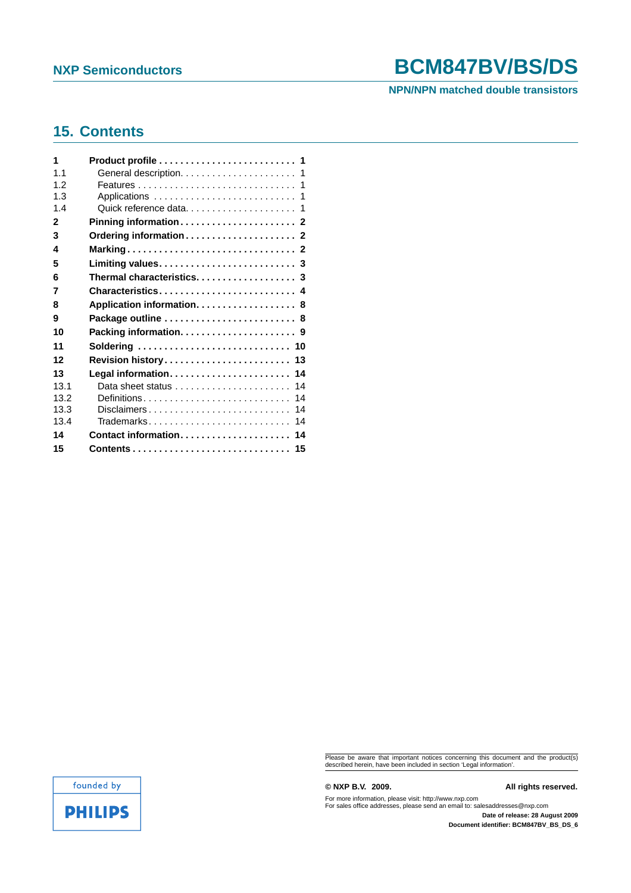## 15. Contents

| | | |
|---|---|---|
| **1** | **Product profile** | **1** |
| 1.1 | General description | 1 |
| 1.2 | Features | 1 |
| 1.3 | Applications | 1 |
| 1.4 | Quick reference data | 1 |
| **2** | **Pinning information** | **2** |
| **3** | **Ordering information** | **2** |
| **4** | **Marking** | **2** |
| **5** | **Limiting values** | **3** |
| **6** | **Thermal characteristics** | **3** |
| **7** | **Characteristics** | **4** |
| **8** | **Application information** | **8** |
| **9** | **Package outline** | **8** |
| **10** | **Packing information** | **9** |
| **11** | **Soldering** | **10** |
| **12** | **Revision history** | **13** |
| **13** | **Legal information** | **14** |
| 13.1 | Data sheet status | 14 |
| 13.2 | Definitions | 14 |
| 13.3 | Disclaimers | 14 |
| 13.4 | Trademarks | 14 |
| **14** | **Contact information** | **14** |
| **15** | **Contents** | **15** |

Please be aware that important notices concerning this document and the product(s) described herein, have been included in section 'Legal information'.

**© NXP B.V. 2009.** **All rights reserved.**

For more information, please visit: http://www.nxp.com
For sales office addresses, please send an email to: salesaddresses@nxp.com

**Date of release: 28 August 2009**

**Document identifier: BCM847BV_BS_DS_6**